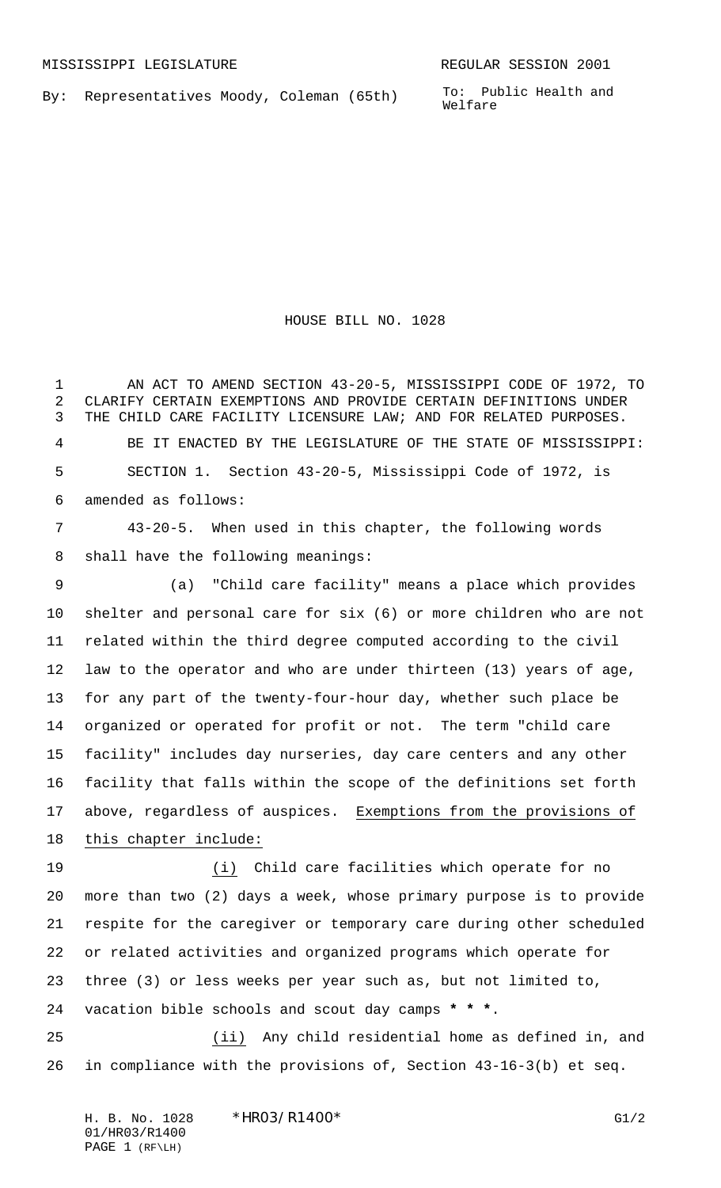MISSISSIPPI LEGISLATURE REGULAR SESSION 2001

By: Representatives Moody, Coleman (65th)

To: Public Health and Welfare

# HOUSE BILL NO. 1028

AN ACT TO AMEND SECTION 43-20-5, MISSISSIPPI CODE OF 1972, TO CLARIFY CERTAIN EXEMPTIONS AND PROVIDE CERTAIN DEFINITIONS UNDER THE CHILD CARE FACILITY LICENSURE LAW; AND FOR RELATED PURPOSES.

BE IT ENACTED BY THE LEGISLATURE OF THE STATE OF MISSISSIPPI:

SECTION 1. Section 43-20-5, Mississippi Code of 1972, is amended as follows:

43-20-5. When used in this chapter, the following words shall have the following meanings:

(a) "Child care facility" means a place which provides shelter and personal care for six (6) or more children who are not related within the third degree computed according to the civil law to the operator and who are under thirteen (13) years of age, for any part of the twenty-four-hour day, whether such place be organized or operated for profit or not. The term "child care facility" includes day nurseries, day care centers and any other facility that falls within the scope of the definitions set forth above, regardless of auspices. Exemptions from the provisions of this chapter include:

(i) Child care facilities which operate for no more than two (2) days a week, whose primary purpose is to provide respite for the caregiver or temporary care during other scheduled or related activities and organized programs which operate for three (3) or less weeks per year such as, but not limited to, vacation bible schools and scout day camps * * *.

(ii) Any child residential home as defined in, and in compliance with the provisions of, Section 43-16-3(b) et seq.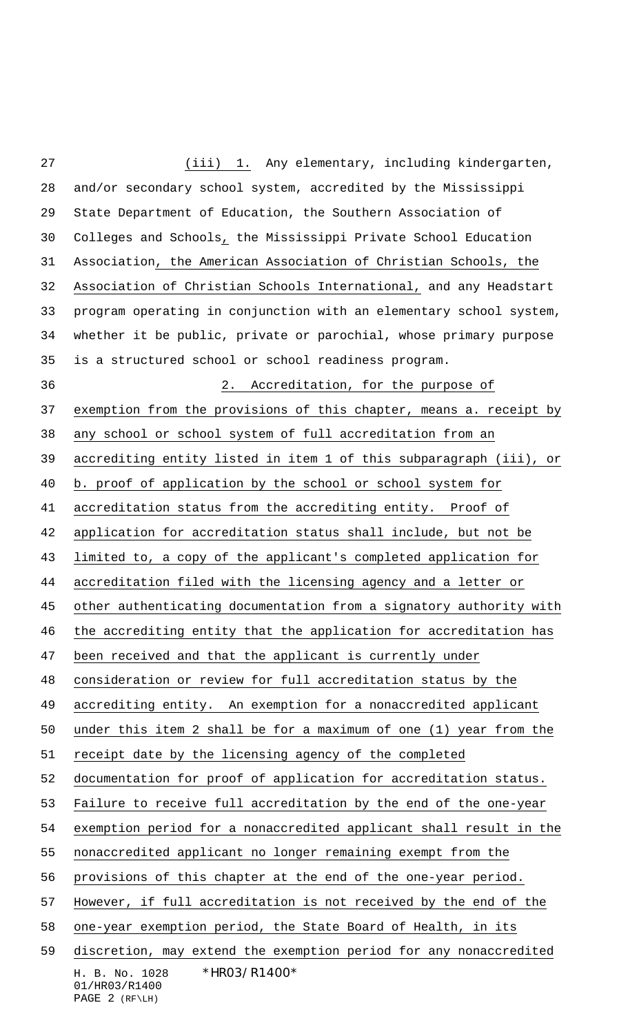(iii) 1. Any elementary, including kindergarten, and/or secondary school system, accredited by the Mississippi State Department of Education, the Southern Association of Colleges and Schools, the Mississippi Private School Education Association, the American Association of Christian Schools, the Association of Christian Schools International, and any Headstart program operating in conjunction with an elementary school system, whether it be public, private or parochial, whose primary purpose is a structured school or school readiness program.

2. Accreditation, for the purpose of exemption from the provisions of this chapter, means a. receipt by any school or school system of full accreditation from an accrediting entity listed in item 1 of this subparagraph (iii), or b. proof of application by the school or school system for accreditation status from the accrediting entity. Proof of application for accreditation status shall include, but not be limited to, a copy of the applicant's completed application for accreditation filed with the licensing agency and a letter or other authenticating documentation from a signatory authority with the accrediting entity that the application for accreditation has been received and that the applicant is currently under consideration or review for full accreditation status by the accrediting entity. An exemption for a nonaccredited applicant under this item 2 shall be for a maximum of one (1) year from the receipt date by the licensing agency of the completed documentation for proof of application for accreditation status. Failure to receive full accreditation by the end of the one-year exemption period for a nonaccredited applicant shall result in the nonaccredited applicant no longer remaining exempt from the provisions of this chapter at the end of the one-year period. However, if full accreditation is not received by the end of the one-year exemption period, the State Board of Health, in its discretion, may extend the exemption period for any nonaccredited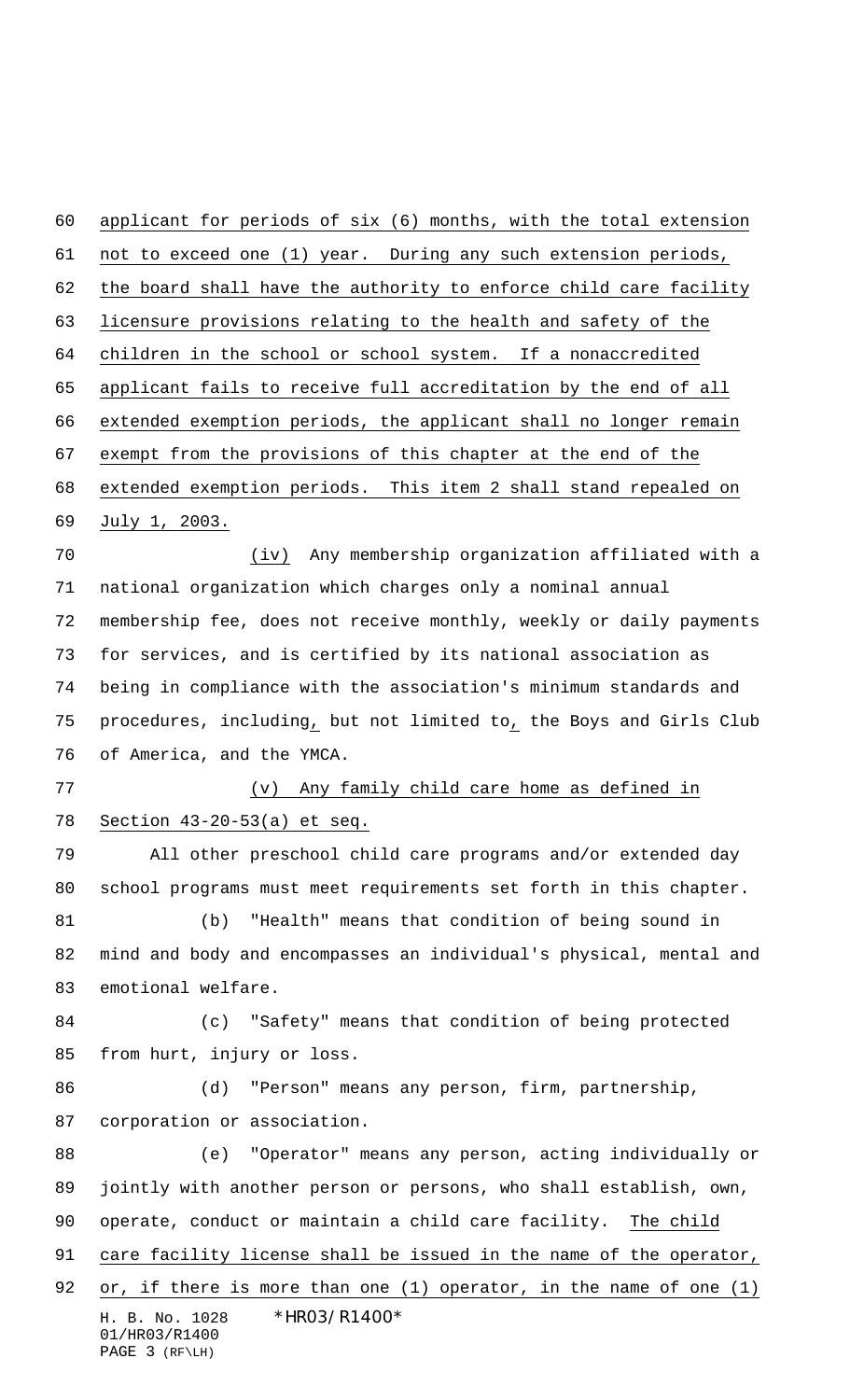applicant for periods of six (6) months, with the total extension not to exceed one (1) year. During any such extension periods, the board shall have the authority to enforce child care facility licensure provisions relating to the health and safety of the children in the school or school system. If a nonaccredited applicant fails to receive full accreditation by the end of all extended exemption periods, the applicant shall no longer remain exempt from the provisions of this chapter at the end of the extended exemption periods. This item 2 shall stand repealed on July 1, 2003.

(iv) Any membership organization affiliated with a national organization which charges only a nominal annual membership fee, does not receive monthly, weekly or daily payments for services, and is certified by its national association as being in compliance with the association's minimum standards and procedures, including, but not limited to, the Boys and Girls Club of America, and the YMCA.

(v) Any family child care home as defined in Section 43-20-53(a) et seq.

All other preschool child care programs and/or extended day school programs must meet requirements set forth in this chapter.

(b) "Health" means that condition of being sound in mind and body and encompasses an individual's physical, mental and emotional welfare.

(c) "Safety" means that condition of being protected from hurt, injury or loss.

(d) "Person" means any person, firm, partnership, corporation or association.

(e) "Operator" means any person, acting individually or jointly with another person or persons, who shall establish, own, operate, conduct or maintain a child care facility. The child care facility license shall be issued in the name of the operator, or, if there is more than one (1) operator, in the name of one (1)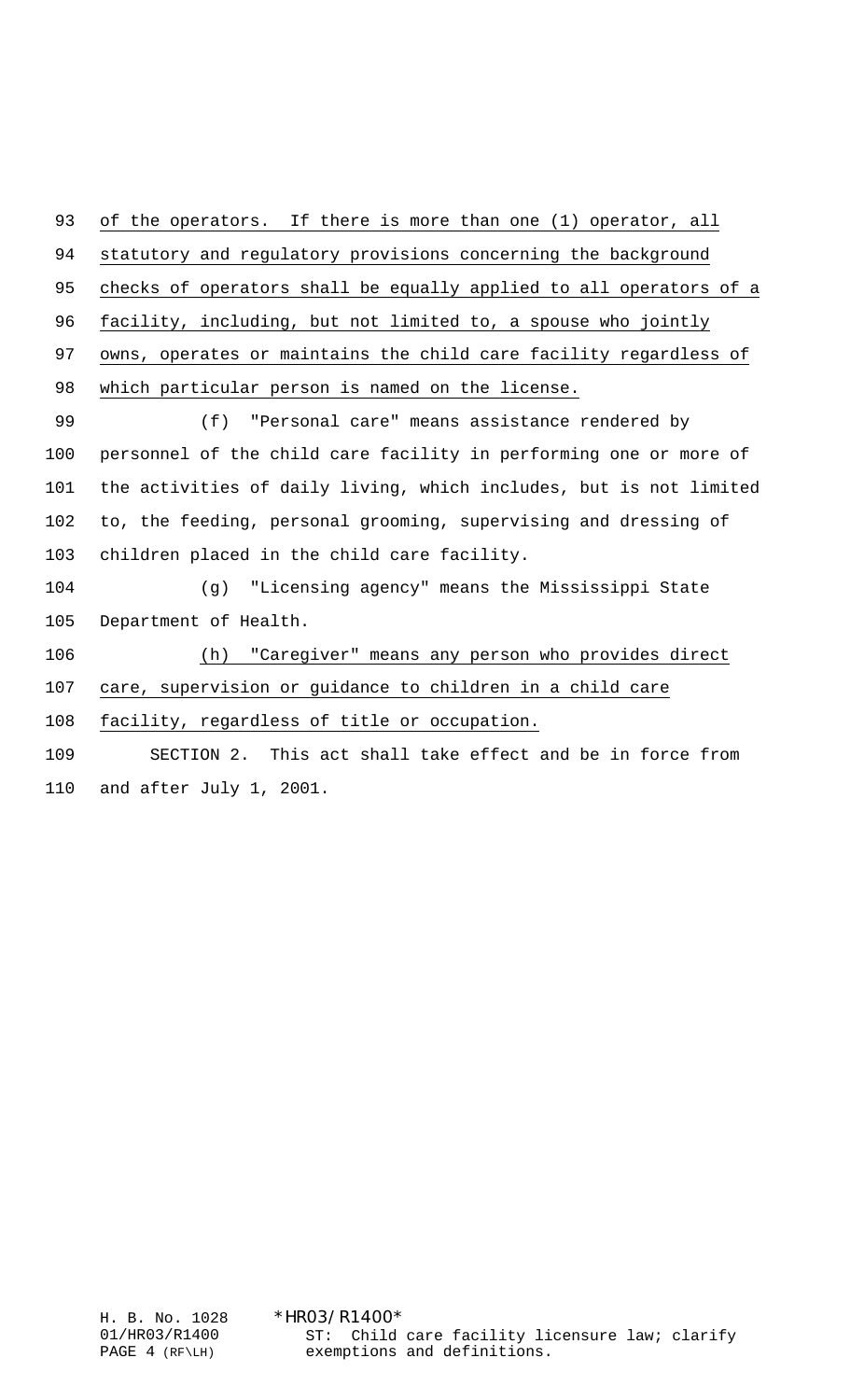of the operators. If there is more than one (1) operator, all statutory and regulatory provisions concerning the background checks of operators shall be equally applied to all operators of a facility, including, but not limited to, a spouse who jointly owns, operates or maintains the child care facility regardless of which particular person is named on the license.

(f) "Personal care" means assistance rendered by personnel of the child care facility in performing one or more of the activities of daily living, which includes, but is not limited to, the feeding, personal grooming, supervising and dressing of children placed in the child care facility.

(g) "Licensing agency" means the Mississippi State Department of Health.

(h) "Caregiver" means any person who provides direct care, supervision or guidance to children in a child care facility, regardless of title or occupation.

SECTION 2. This act shall take effect and be in force from and after July 1, 2001.